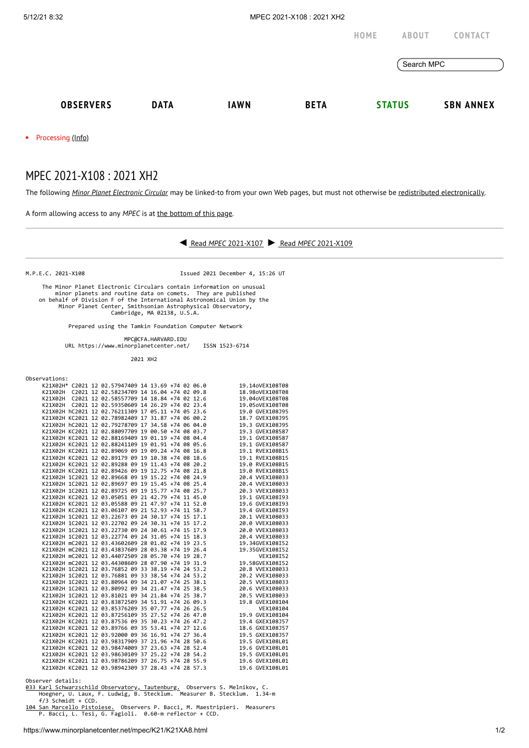HOME ABOUT CONTACT

OBSERVERS DATA IAWN BETA STATUS SBN ANNEX

- Processing (Info)

# MPEC 2021-X108 : 2021 XH2

The following *Minor Planet Electronic Circular* may be linked-to from your own Web pages, but must not otherwise be redistributed electronically.

A form allowing access to any *MPEC* is at the bottom of this page.

◀ Read *MPEC* 2021-X107 ▶ Read *MPEC* 2021-X109

```
M.P.E.C. 2021-X108                         Issued 2021 December 4, 15:26 UT

     The Minor Planet Electronic Circulars contain information on unusual
         minor planets and routine data on comets.  They are published
    on behalf of Division F of the International Astronomical Union by the
          Minor Planet Center, Smithsonian Astrophysical Observatory,
                          Cambridge, MA 02138, U.S.A.

             Prepared using the Tamkin Foundation Computer Network

                              MPC@CFA.HARVARD.EDU
           URL https://www.minorplanetcenter.net/     ISSN 1523-6714

                                   2021 XH2

Observations:
     K21X02H* C2021 12 02.57947409 14 13.69 +74 02 06.0          19.14oVEX108T08
     K21X02H  C2021 12 02.58234709 14 16.04 +74 02 09.8          18.98oVEX108T08
     K21X02H  C2021 12 02.58557709 14 18.84 +74 02 12.6          19.04oVEX108T08
     K21X02H  C2021 12 02.59350609 14 26.29 +74 02 23.4          19.05oVEX108T08
     K21X02H hC2021 12 02.76211309 17 05.11 +74 05 23.6          19.0 GVEX108J95
     K21X02H KC2021 12 02.78982409 17 31.87 +74 06 00.2          18.7 GVEX108J95
     K21X02H hC2021 12 02.79278709 17 34.58 +74 06 04.0          19.3 GVEX108J95
     K21X02H KC2021 12 02.88097709 19 00.50 +74 08 03.7          19.3 GVEX108587
     K21X02H KC2021 12 02.88169409 19 01.19 +74 08 04.4          19.1 GVEX108587
     K21X02H KC2021 12 02.88241109 19 01.91 +74 08 05.6          19.1 GVEX108587
     K21X02H KC2021 12 02.89069 09 19 09.24 +74 08 16.8          19.1 RVEX108B15
     K21X02H KC2021 12 02.89179 09 19 10.38 +74 08 18.6          19.1 RVEX108B15
     K21X02H KC2021 12 02.89288 09 19 11.43 +74 08 20.2          19.0 RVEX108B15
     K21X02H KC2021 12 02.89426 09 19 12.75 +74 08 21.8          19.0 RVEX108B15
     K21X02H 1C2021 12 02.89668 09 19 15.22 +74 08 24.9          20.4 VVEX108033
     K21X02H 1C2021 12 02.89697 09 19 15.45 +74 08 25.4          20.4 VVEX108033
     K21X02H 1C2021 12 02.89725 09 19 15.77 +74 08 25.7          20.3 VVEX108033
     K21X02H KC2021 12 03.05051 09 21 42.79 +74 11 45.0          19.1 GVEX108I93
     K21X02H KC2021 12 03.05588 09 21 47.97 +74 11 52.0          19.6 GVEX108I93
     K21X02H KC2021 12 03.06107 09 21 52.93 +74 11 58.7          19.4 GVEX108I93
     K21X02H 1C2021 12 03.22673 09 24 30.17 +74 15 17.1          20.1 VVEX108033
     K21X02H 1C2021 12 03.22702 09 24 30.31 +74 15 17.2          20.0 VVEX108033
     K21X02H 1C2021 12 03.22730 09 24 30.61 +74 15 17.9          20.0 VVEX108033
     K21X02H 1C2021 12 03.22774 09 24 31.05 +74 15 18.3          20.4 VVEX108033
     K21X02H mC2021 12 03.43602609 28 01.02 +74 19 23.5          19.34GVEX108I52
     K21X02H mC2021 12 03.43837609 28 03.38 +74 19 26.4          19.35GVEX108I52
     K21X02H mC2021 12 03.44072509 28 05.70 +74 19 28.7               VEX108I52
     K21X02H mC2021 12 03.44308609 28 07.90 +74 19 31.9          19.58GVEX108I52
     K21X02H 1C2021 12 03.76852 09 33 38.19 +74 24 53.2          20.8 VVEX108033
     K21X02H 1C2021 12 03.76881 09 33 38.54 +74 24 53.2          20.2 VVEX108033
     K21X02H 1C2021 12 03.80964 09 34 21.07 +74 25 38.1          20.5 VVEX108033
     K21X02H 1C2021 12 03.80992 09 34 21.47 +74 25 38.5          20.6 VVEX108033
     K21X02H 1C2021 12 03.81021 09 34 21.84 +74 25 38.7          20.5 VVEX108033
     K21X02H KC2021 12 03.83872509 34 51.91 +74 26 09.3          19.8 GVEX108104
     K21X02H KC2021 12 03.85376209 35 07.77 +74 26 26.5               VEX108104
     K21X02H KC2021 12 03.87256109 35 27.52 +74 26 47.0          19.9 GVEX108104
     K21X02H KC2021 12 03.87536 09 35 30.23 +74 26 47.2          19.4 GXEX108J57
     K21X02H KC2021 12 03.89766 09 35 53.41 +74 27 12.6          18.6 GXEX108J57
     K21X02H KC2021 12 03.92000 09 36 16.91 +74 27 36.4          19.5 GXEX108J57
     K21X02H KC2021 12 03.98317909 37 21.96 +74 28 50.6          19.5 GVEX108L01
     K21X02H KC2021 12 03.98474009 37 23.63 +74 28 52.4          19.6 GVEX108L01
     K21X02H KC2021 12 03.98630109 37 25.22 +74 28 54.2          19.5 GVEX108L01
     K21X02H KC2021 12 03.98786209 37 26.75 +74 28 55.9          19.6 GVEX108L01
     K21X02H KC2021 12 03.98942309 37 28.43 +74 28 57.3          19.6 GVEX108L01

Observer details:
033 Karl Schwarzschild Observatory, Tautenburg.  Observers S. Melnikov, C.
     Hoegner, U. Laux, F. Ludwig, B. Stecklum.  Measurer B. Stecklum.  1.34-m
     f/3 Schmidt + CCD.
104 San Marcello Pistoiese.  Observers P. Bacci, M. Maestripieri.  Measurers
     P. Bacci, L. Tesi, G. Fagioli.  0.60-m reflector + CCD.
```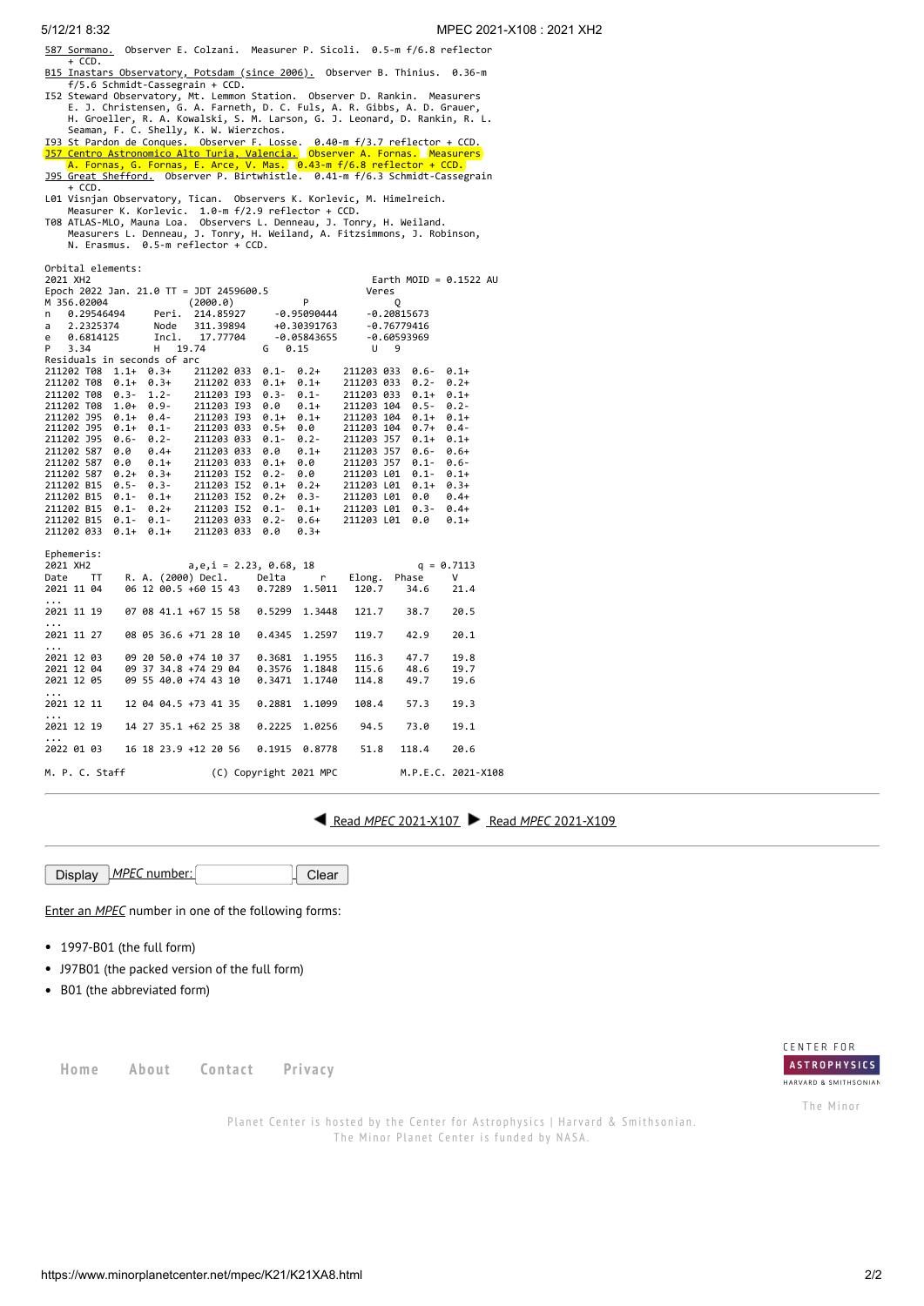```
587 Sormano.  Observer E. Colzani.  Measurer P. Sicoli.  0.5-m f/6.8 reflector
    + CCD.
B15 Inastars Observatory, Potsdam (since 2006).  Observer B. Thinius.  0.36-m
    f/5.6 Schmidt-Cassegrain + CCD.
I52 Steward Observatory, Mt. Lemmon Station.  Observer D. Rankin.  Measurers
    E. J. Christensen, G. A. Farneth, D. C. Fuls, A. R. Gibbs, A. D. Grauer,
    H. Groeller, R. A. Kowalski, S. M. Larson, G. J. Leonard, D. Rankin, R. L.
    Seaman, F. C. Shelly, K. W. Wierzchos.
I93 St Pardon de Conques.  Observer F. Losse.  0.40-m f/3.7 reflector + CCD.
J57 Centro Astronomico Alto Turia, Valencia.  Observer A. Fornas.  Measurers
    A. Fornas, G. Fornas, E. Arce, V. Mas.  0.43-m f/6.8 reflector + CCD.
J95 Great Shefford.  Observer P. Birtwhistle.  0.41-m f/6.3 Schmidt-Cassegrain
    + CCD.
L01 Visnjan Observatory, Tican.  Observers K. Korlevic, M. Himelreich.
    Measurer K. Korlevic.  1.0-m f/2.9 reflector + CCD.
T08 ATLAS-MLO, Mauna Loa.  Observers L. Denneau, J. Tonry, H. Weiland.
    Measurers L. Denneau, J. Tonry, H. Weiland, A. Fitzsimmons, J. Robinson,
    N. Erasmus.  0.5-m reflector + CCD.

Orbital elements:
2021 XH2                                                Earth MOID = 0.1522 AU
Epoch 2022 Jan. 21.0 TT = JDT 2459600.5                 Veres
M 356.02004              (2000.0)            P               Q
n   0.29546494     Peri.  214.85927     -0.95090444     -0.20815673
a   2.2325374      Node   311.39894     +0.30391763     -0.76779416
e   0.6814125      Incl.   17.77704     -0.05843655     -0.60593969
P   3.34           H   19.74           G   0.15           U   9
Residuals in seconds of arc
211202 T08  1.1+  0.3+    211202 033  0.1-  0.2+    211203 033  0.6-  0.1+
211202 T08  0.1+  0.3+    211202 033  0.1+  0.1+    211203 033  0.2-  0.2+
211202 T08  0.3-  1.2-    211203 I93  0.3-  0.1-    211203 033  0.1+  0.1+
211202 T08  1.0+  0.9-    211203 I93  0.0   0.1+    211203 104  0.5-  0.2-
211202 J95  0.1+  0.4-    211203 I93  0.1+  0.1+    211203 104  0.1+  0.1+
211202 J95  0.1+  0.1-    211203 033  0.5+  0.0     211203 104  0.7+  0.4-
211202 J95  0.6-  0.2-    211203 033  0.1-  0.2-    211203 J57  0.1+  0.1+
211202 587  0.0   0.4+    211203 033  0.0   0.1+    211203 J57  0.6-  0.6+
211202 587  0.0   0.1+    211203 033  0.1+  0.0     211203 J57  0.1-  0.6-
211202 587  0.2+  0.3+    211203 I52  0.2-  0.0     211203 L01  0.1-  0.1+
211202 B15  0.5-  0.3-    211203 I52  0.1+  0.2+    211203 L01  0.1+  0.3+
211202 B15  0.1-  0.1+    211203 I52  0.2+  0.3-    211203 L01  0.0   0.4+
211202 B15  0.1-  0.2+    211203 I52  0.1-  0.1+    211203 L01  0.3-  0.4+
211202 B15  0.1-  0.1-    211203 033  0.2-  0.6+    211203 L01  0.0   0.1+
211202 033  0.1+  0.1+    211203 033  0.0   0.3+

Ephemeris:
2021 XH2                 a,e,i = 2.23, 0.68, 18                   q = 0.7113
Date    TT      R. A. (2000) Decl.     Delta      r     Elong.  Phase     V
2021 11 04     06 12 00.5 +60 15 43   0.7289  1.5011   120.7    34.6    21.4
...
2021 11 19     07 08 41.1 +67 15 58   0.5299  1.3448   121.7    38.7    20.5
...
2021 11 27     08 05 36.6 +71 28 10   0.4345  1.2597   119.7    42.9    20.1
...
2021 12 03     09 20 50.0 +74 10 37   0.3681  1.1955   116.3    47.7    19.8
2021 12 04     09 37 34.8 +74 29 04   0.3576  1.1848   115.6    48.6    19.7
2021 12 05     09 55 40.0 +74 43 10   0.3471  1.1740   114.8    49.7    19.6
...
2021 12 11     12 04 04.5 +73 41 35   0.2881  1.1099   108.4    57.3    19.3
...
2021 12 19     14 27 35.1 +62 25 38   0.2225  1.0256    94.5    73.0    19.1
...
2022 01 03     16 18 23.9 +12 20 56   0.1915  0.8778    51.8   118.4    20.6

M. P. C. Staff              (C) Copyright 2021 MPC           M.P.E.C. 2021-X108
```

◀ Read *MPEC* 2021-X107 ▶ Read *MPEC* 2021-X109

Display *MPEC* number: Clear

Enter an *MPEC* number in one of the following forms:

- 1997-B01 (the full form)
- J97B01 (the packed version of the full form)
- B01 (the abbreviated form)

Home About Contact Privacy

CENTER FOR ASTROPHYSICS HARVARD & SMITHSONIAN

The Minor Planet Center is hosted by the Center for Astrophysics | Harvard & Smithsonian.
The Minor Planet Center is funded by NASA.